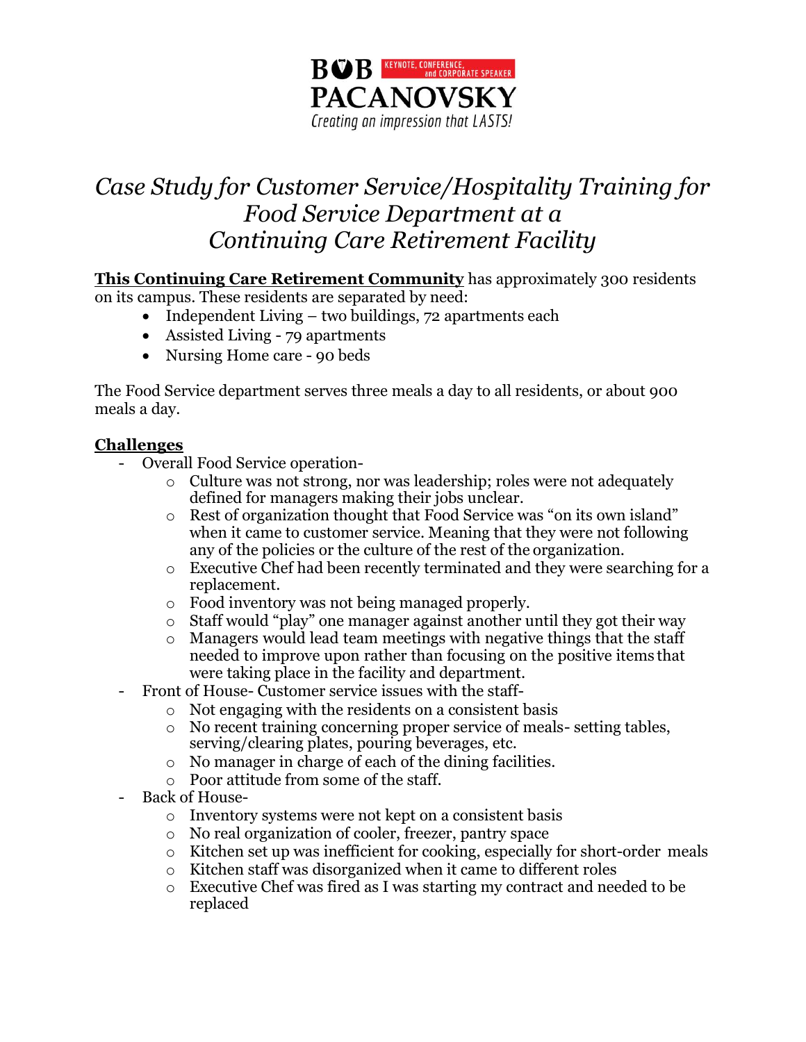BOB PACANOVSKY KEYNOTE, CONFERENCE, and CORPORATE SPEAKER

*Creating an impression that LASTS!*

# *Case Study for Customer Service/Hospitality Training for Food Service Department at a Continuing Care Retirement Facility*

**This Continuing Care Retirement Community** has approximately 300 residents on its campus. These residents are separated by need:

- Independent Living – two buildings, 72 apartments each
- Assisted Living - 79 apartments
- Nursing Home care - 90 beds

The Food Service department serves three meals a day to all residents, or about 900 meals a day.

## Challenges

- Overall Food Service operation-
  - Culture was not strong, nor was leadership; roles were not adequately defined for managers making their jobs unclear.
  - Rest of organization thought that Food Service was "on its own island" when it came to customer service. Meaning that they were not following any of the policies or the culture of the rest of the organization.
  - Executive Chef had been recently terminated and they were searching for a replacement.
  - Food inventory was not being managed properly.
  - Staff would "play" one manager against another until they got their way
  - Managers would lead team meetings with negative things that the staff needed to improve upon rather than focusing on the positive items that were taking place in the facility and department.
- Front of House- Customer service issues with the staff-
  - Not engaging with the residents on a consistent basis
  - No recent training concerning proper service of meals- setting tables, serving/clearing plates, pouring beverages, etc.
  - No manager in charge of each of the dining facilities.
  - Poor attitude from some of the staff.
- Back of House-
  - Inventory systems were not kept on a consistent basis
  - No real organization of cooler, freezer, pantry space
  - Kitchen set up was inefficient for cooking, especially for short-order meals
  - Kitchen staff was disorganized when it came to different roles
  - Executive Chef was fired as I was starting my contract and needed to be replaced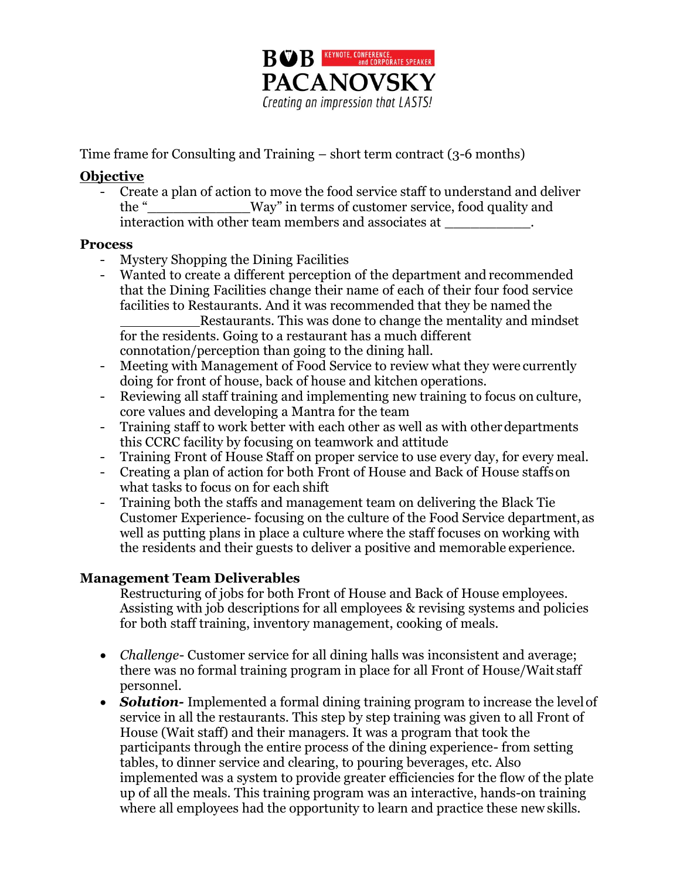Time frame for Consulting and Training – short term contract (3-6 months)

**Objective**

- Create a plan of action to move the food service staff to understand and deliver the "_____________Way" in terms of customer service, food quality and interaction with other team members and associates at ___________.

**Process**

- Mystery Shopping the Dining Facilities
- Wanted to create a different perception of the department and recommended that the Dining Facilities change their name of each of their four food service facilities to Restaurants. And it was recommended that they be named the __________Restaurants. This was done to change the mentality and mindset for the residents. Going to a restaurant has a much different connotation/perception than going to the dining hall.
- Meeting with Management of Food Service to review what they were currently doing for front of house, back of house and kitchen operations.
- Reviewing all staff training and implementing new training to focus on culture, core values and developing a Mantra for the team
- Training staff to work better with each other as well as with other departments this CCRC facility by focusing on teamwork and attitude
- Training Front of House Staff on proper service to use every day, for every meal.
- Creating a plan of action for both Front of House and Back of House staffs on what tasks to focus on for each shift
- Training both the staffs and management team on delivering the Black Tie Customer Experience- focusing on the culture of the Food Service department, as well as putting plans in place a culture where the staff focuses on working with the residents and their guests to deliver a positive and memorable experience.

**Management Team Deliverables**

Restructuring of jobs for both Front of House and Back of House employees. Assisting with job descriptions for all employees & revising systems and policies for both staff training, inventory management, cooking of meals.

- *Challenge*- Customer service for all dining halls was inconsistent and average; there was no formal training program in place for all Front of House/Wait staff personnel.
- ***Solution-*** Implemented a formal dining training program to increase the level of service in all the restaurants. This step by step training was given to all Front of House (Wait staff) and their managers. It was a program that took the participants through the entire process of the dining experience- from setting tables, to dinner service and clearing, to pouring beverages, etc. Also implemented was a system to provide greater efficiencies for the flow of the plate up of all the meals. This training program was an interactive, hands-on training where all employees had the opportunity to learn and practice these new skills.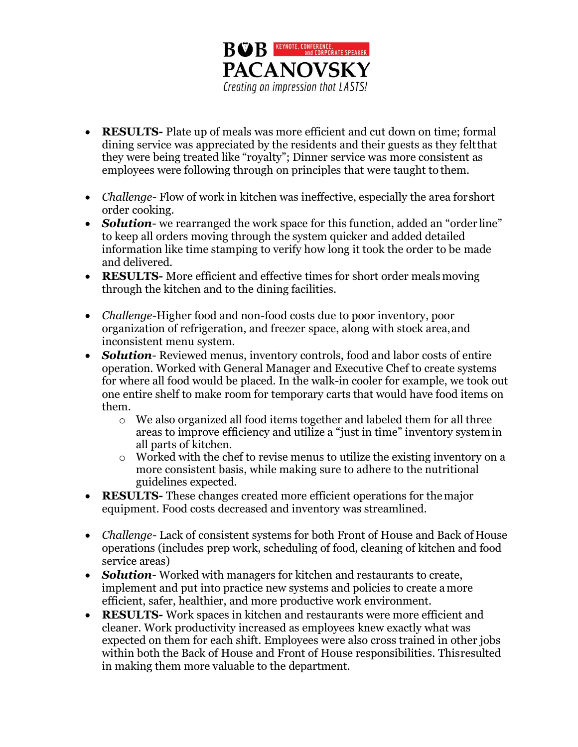- **RESULTS-** Plate up of meals was more efficient and cut down on time; formal dining service was appreciated by the residents and their guests as they felt that they were being treated like "royalty"; Dinner service was more consistent as employees were following through on principles that were taught to them.

- *Challenge*- Flow of work in kitchen was ineffective, especially the area for short order cooking.
- ***Solution***- we rearranged the work space for this function, added an "order line" to keep all orders moving through the system quicker and added detailed information like time stamping to verify how long it took the order to be made and delivered.
- **RESULTS-** More efficient and effective times for short order meals moving through the kitchen and to the dining facilities.

- *Challenge*-Higher food and non-food costs due to poor inventory, poor organization of refrigeration, and freezer space, along with stock area, and inconsistent menu system.
- ***Solution***- Reviewed menus, inventory controls, food and labor costs of entire operation. Worked with General Manager and Executive Chef to create systems for where all food would be placed. In the walk-in cooler for example, we took out one entire shelf to make room for temporary carts that would have food items on them.
  - We also organized all food items together and labeled them for all three areas to improve efficiency and utilize a "just in time" inventory system in all parts of kitchen.
  - Worked with the chef to revise menus to utilize the existing inventory on a more consistent basis, while making sure to adhere to the nutritional guidelines expected.
- **RESULTS-** These changes created more efficient operations for the major equipment. Food costs decreased and inventory was streamlined.

- *Challenge*- Lack of consistent systems for both Front of House and Back of House operations (includes prep work, scheduling of food, cleaning of kitchen and food service areas)
- ***Solution***- Worked with managers for kitchen and restaurants to create, implement and put into practice new systems and policies to create a more efficient, safer, healthier, and more productive work environment.
- **RESULTS-** Work spaces in kitchen and restaurants were more efficient and cleaner. Work productivity increased as employees knew exactly what was expected on them for each shift. Employees were also cross trained in other jobs within both the Back of House and Front of House responsibilities. This resulted in making them more valuable to the department.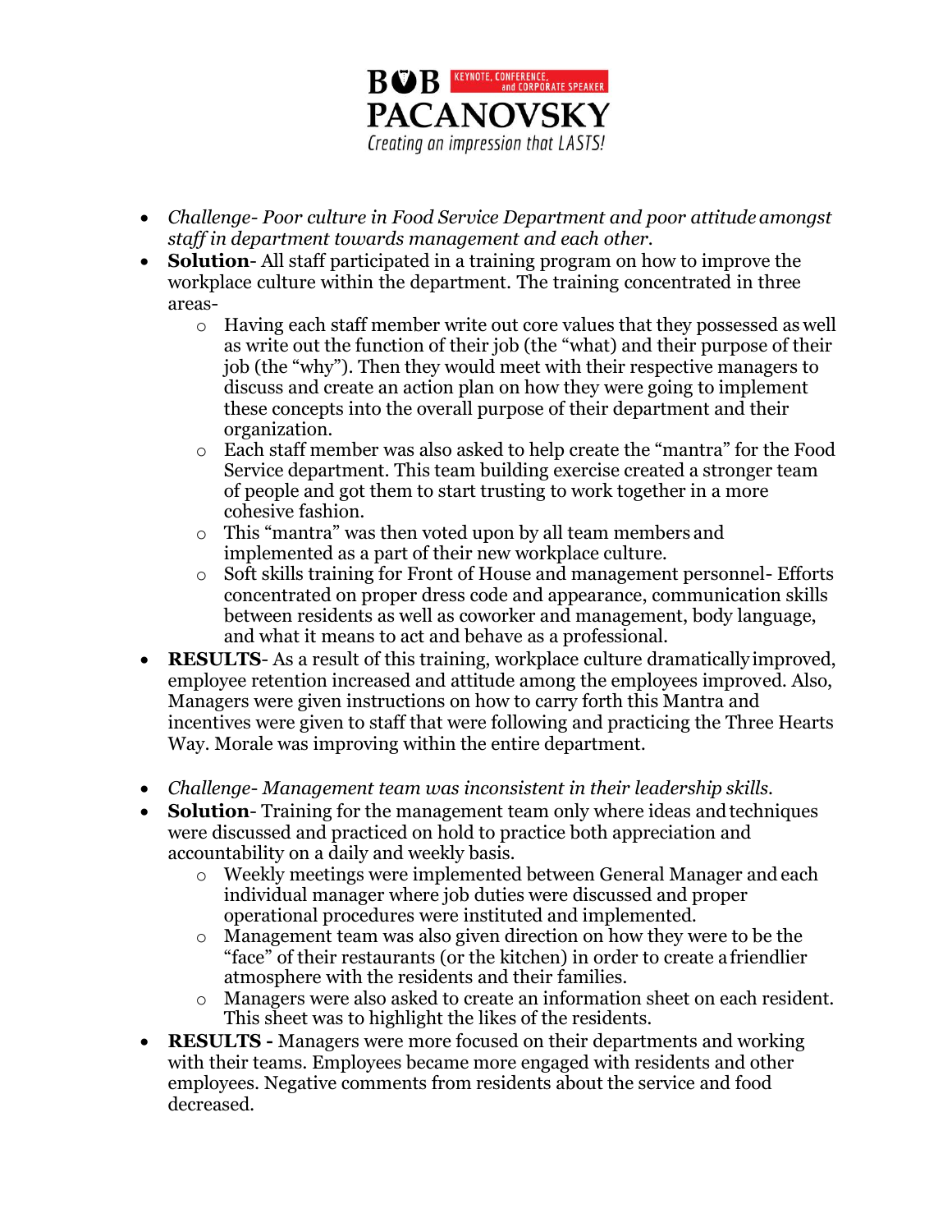- *Challenge- Poor culture in Food Service Department and poor attitude amongst staff in department towards management and each other.*
- **Solution**- All staff participated in a training program on how to improve the workplace culture within the department. The training concentrated in three areas-
    - Having each staff member write out core values that they possessed as well as write out the function of their job (the "what) and their purpose of their job (the "why"). Then they would meet with their respective managers to discuss and create an action plan on how they were going to implement these concepts into the overall purpose of their department and their organization.
    - Each staff member was also asked to help create the "mantra" for the Food Service department. This team building exercise created a stronger team of people and got them to start trusting to work together in a more cohesive fashion.
    - This "mantra" was then voted upon by all team members and implemented as a part of their new workplace culture.
    - Soft skills training for Front of House and management personnel- Efforts concentrated on proper dress code and appearance, communication skills between residents as well as coworker and management, body language, and what it means to act and behave as a professional.
- **RESULTS**- As a result of this training, workplace culture dramatically improved, employee retention increased and attitude among the employees improved. Also, Managers were given instructions on how to carry forth this Mantra and incentives were given to staff that were following and practicing the Three Hearts Way. Morale was improving within the entire department.

- *Challenge- Management team was inconsistent in their leadership skills.*
- **Solution**- Training for the management team only where ideas and techniques were discussed and practiced on hold to practice both appreciation and accountability on a daily and weekly basis.
    - Weekly meetings were implemented between General Manager and each individual manager where job duties were discussed and proper operational procedures were instituted and implemented.
    - Management team was also given direction on how they were to be the "face" of their restaurants (or the kitchen) in order to create a friendlier atmosphere with the residents and their families.
    - Managers were also asked to create an information sheet on each resident. This sheet was to highlight the likes of the residents.
- **RESULTS -** Managers were more focused on their departments and working with their teams. Employees became more engaged with residents and other employees. Negative comments from residents about the service and food decreased.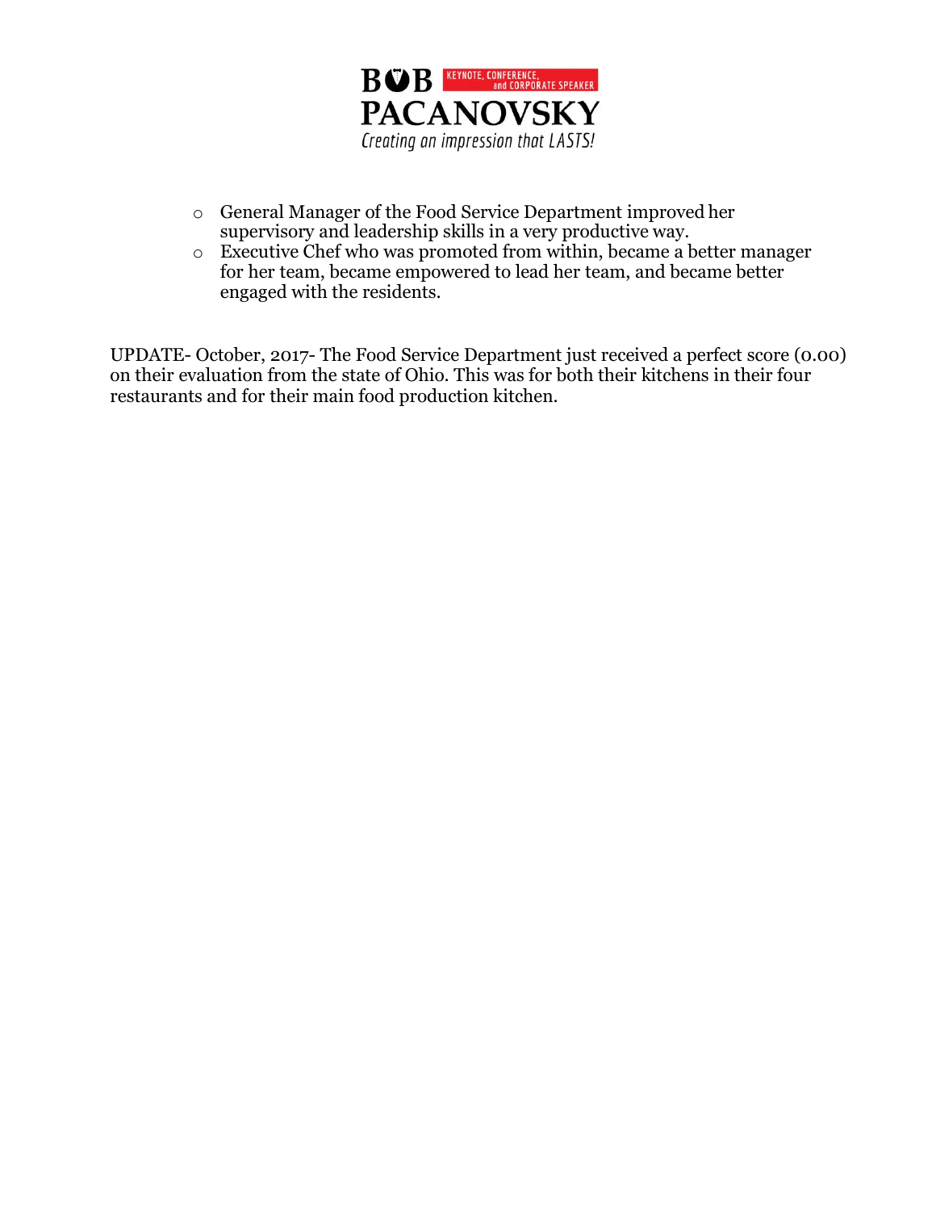- General Manager of the Food Service Department improved her supervisory and leadership skills in a very productive way.
- Executive Chef who was promoted from within, became a better manager for her team, became empowered to lead her team, and became better engaged with the residents.

UPDATE- October, 2017- The Food Service Department just received a perfect score (0.00) on their evaluation from the state of Ohio. This was for both their kitchens in their four restaurants and for their main food production kitchen.